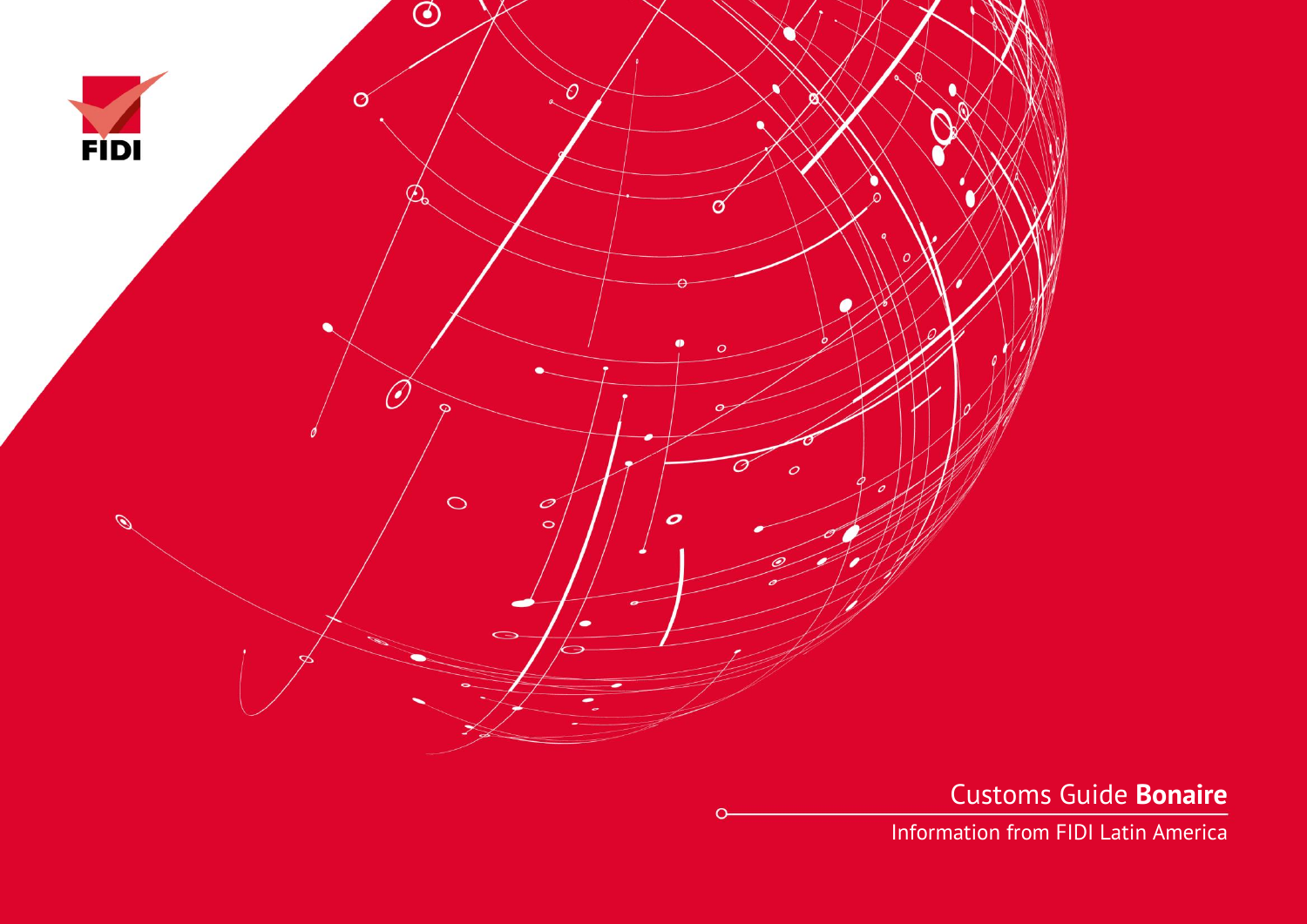FIDI

# Customs Guide **Bonaire**

Information from FIDI Latin America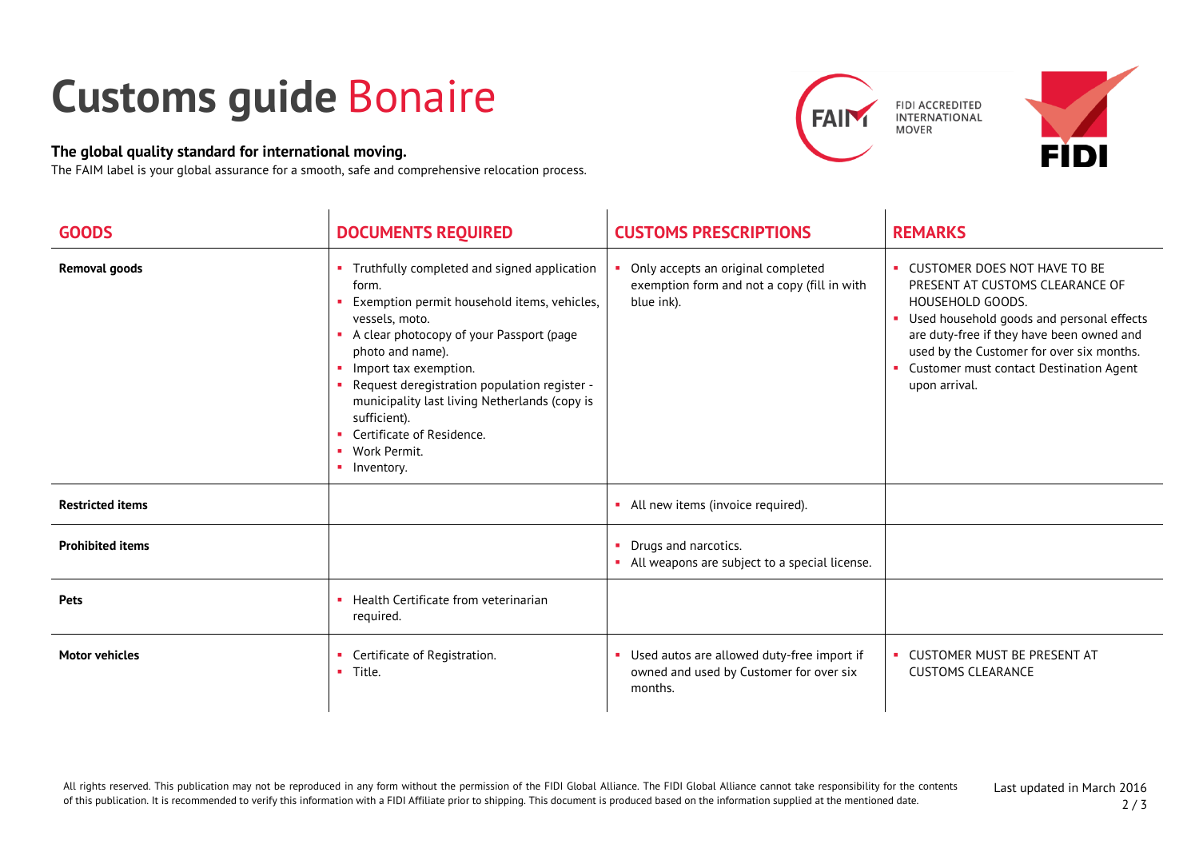# Customs guide Bonaire

**The global quality standard for international moving.**
The FAIM label is your global assurance for a smooth, safe and comprehensive relocation process.

FIDI ACCREDITED INTERNATIONAL MOVER

| GOODS | DOCUMENTS REQUIRED | CUSTOMS PRESCRIPTIONS | REMARKS |
| --- | --- | --- | --- |
| **Removal goods** | ▪ Truthfully completed and signed application form.<br>▪ Exemption permit household items, vehicles, vessels, moto.<br>▪ A clear photocopy of your Passport (page photo and name).<br>▪ Import tax exemption.<br>▪ Request deregistration population register - municipality last living Netherlands (copy is sufficient).<br>▪ Certificate of Residence.<br>▪ Work Permit.<br>▪ Inventory. | ▪ Only accepts an original completed exemption form and not a copy (fill in with blue ink). | ▪ CUSTOMER DOES NOT HAVE TO BE PRESENT AT CUSTOMS CLEARANCE OF HOUSEHOLD GOODS.<br>▪ Used household goods and personal effects are duty-free if they have been owned and used by the Customer for over six months.<br>▪ Customer must contact Destination Agent upon arrival. |
| **Restricted items** | | ▪ All new items (invoice required). | |
| **Prohibited items** | | ▪ Drugs and narcotics.<br>▪ All weapons are subject to a special license. | |
| **Pets** | ▪ Health Certificate from veterinarian required. | | |
| **Motor vehicles** | ▪ Certificate of Registration.<br>▪ Title. | ▪ Used autos are allowed duty-free import if owned and used by Customer for over six months. | ▪ CUSTOMER MUST BE PRESENT AT CUSTOMS CLEARANCE |

All rights reserved. This publication may not be reproduced in any form without the permission of the FIDI Global Alliance. The FIDI Global Alliance cannot take responsibility for the contents of this publication. It is recommended to verify this information with a FIDI Affiliate prior to shipping. This document is produced based on the information supplied at the mentioned date.

Last updated in March 2016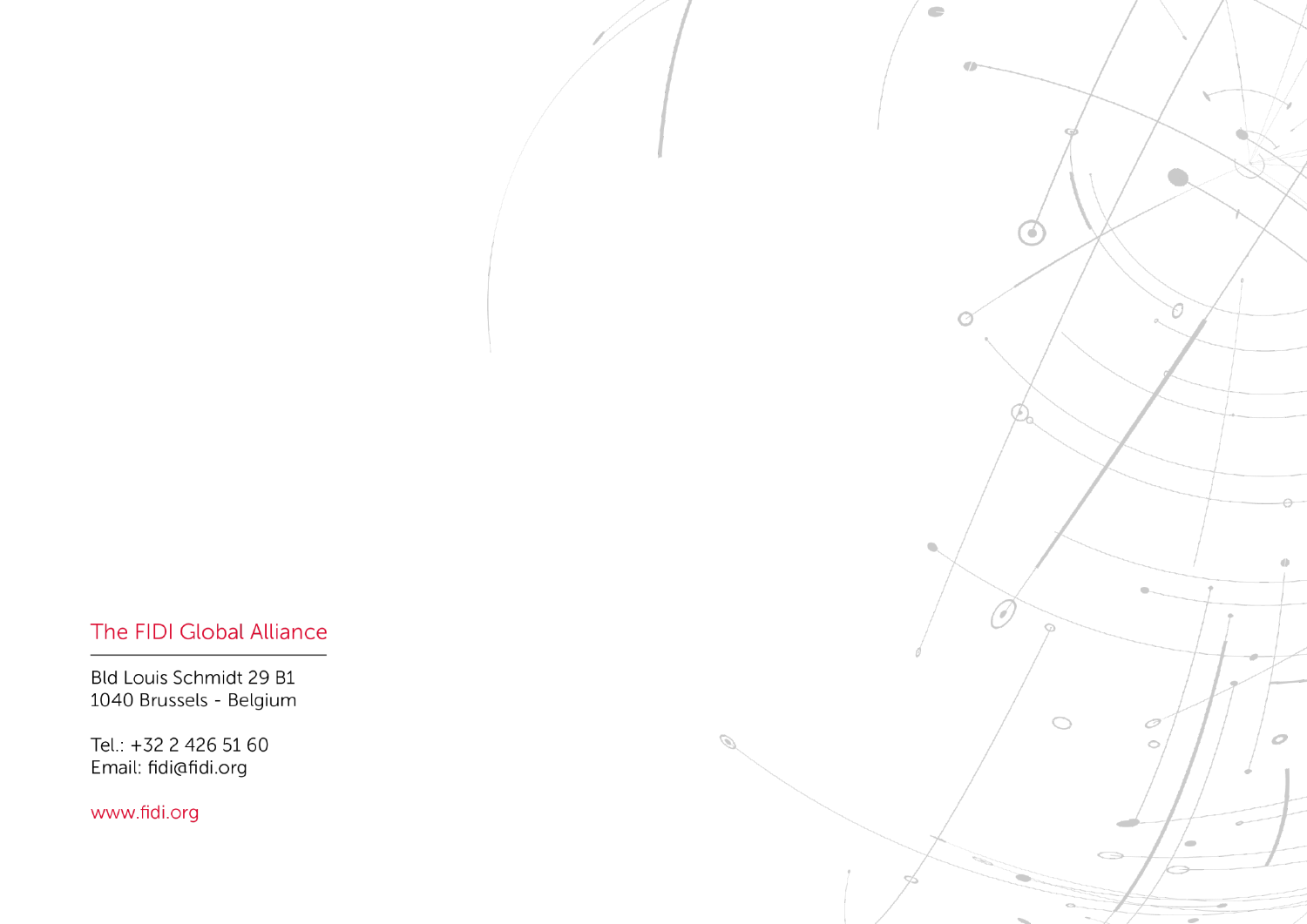The FIDI Global Alliance

Bld Louis Schmidt 29 B1
1040 Brussels - Belgium

Tel.: +32 2 426 51 60
Email: fidi@fidi.org

www.fidi.org